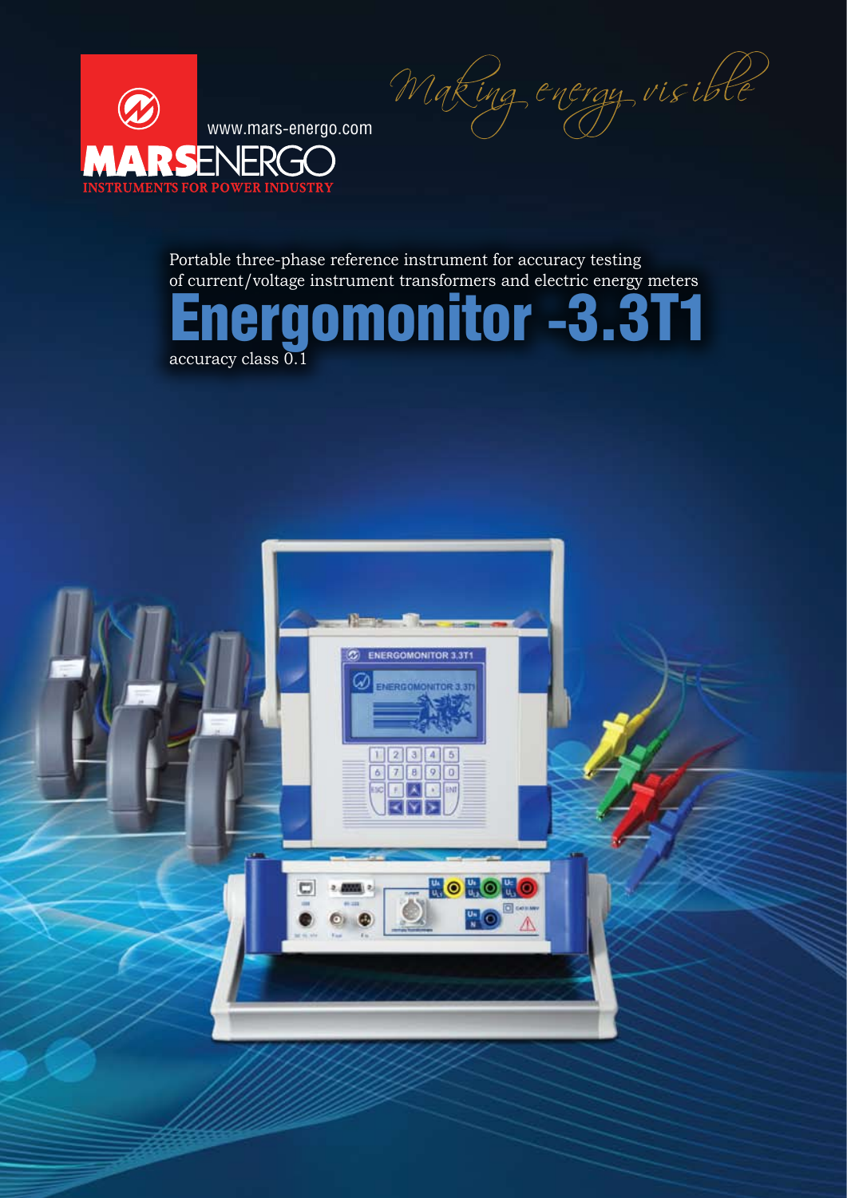**MARSENERGO**

INSTRUMENTS FOR POWER INDUSTRY

www.mars-energo.com

*Making energy visible*

Portable three-phase reference instrument for accuracy testing of current/voltage instrument transformers and electric energy meters

# Energomonitor -3.3T1

accuracy class 0.1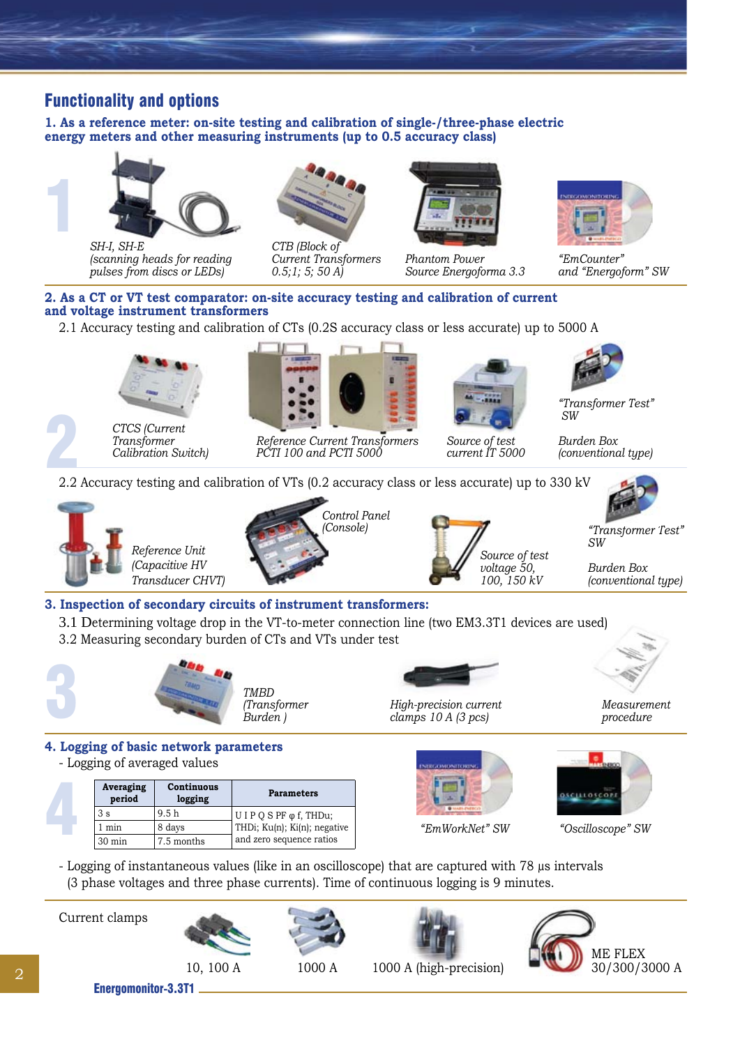## Functionality and options

### 1. As a reference meter: on-site testing and calibration of single-/three-phase electric energy meters and other measuring instruments (up to 0.5 accuracy class)

*SH-I, SH-E (scanning heads for reading pulses from discs or LEDs)*

*CTB (Block of Current Transformers 0.5;1; 5; 50 A)*

*Phantom Power Source Energoforma 3.3*

*"EmCounter" and "Energoform" SW*

### 2. As a CT or VT test comparator: on-site accuracy testing and calibration of current and voltage instrument transformers

2.1 Accuracy testing and calibration of CTs (0.2S accuracy class or less accurate) up to 5000 A

*CTCS (Current Transformer Calibration Switch)*

*Reference Current Transformers PCTI 100 and PCTI 5000*

*Source of test current IT 5000*

*"Transformer Test" SW*

*Burden Box (conventional type)*

2.2 Accuracy testing and calibration of VTs (0.2 accuracy class or less accurate) up to 330 kV

*Reference Unit (Capacitive HV Transducer CHVT)*

*Control Panel (Console)*

*Source of test voltage 50, 100, 150 kV*

*"Transformer Test" SW*

*Burden Box (conventional type)*

### 3. Inspection of secondary circuits of instrument transformers:

3.1 Determining voltage drop in the VT-to-meter connection line (two EM3.3T1 devices are used)

3.2 Measuring secondary burden of CTs and VTs under test

*TMBD (Transformer Burden )*

*High-precision current clamps 10 A (3 pcs)*

*Measurement procedure*

### 4. Logging of basic network parameters

- Logging of averaged values

| Averaging period | Continuous logging | Parameters |
|---|---|---|
| 3 s | 9.5 h | U I P Q S PF φ f, THDu; THDi; Ku(n); Ki(n); negative and zero sequence ratios |
| 1 min | 8 days | |
| 30 min | 7.5 months | |

*"EmWorkNet" SW*

*"Oscilloscope" SW*

- Logging of instantaneous values (like in an oscilloscope) that are captured with 78 µs intervals (3 phase voltages and three phase currents). Time of continuous logging is 9 minutes.

Current clamps

10, 100 A

1000 A

1000 A (high-precision)

ME FLEX 30/300/3000 A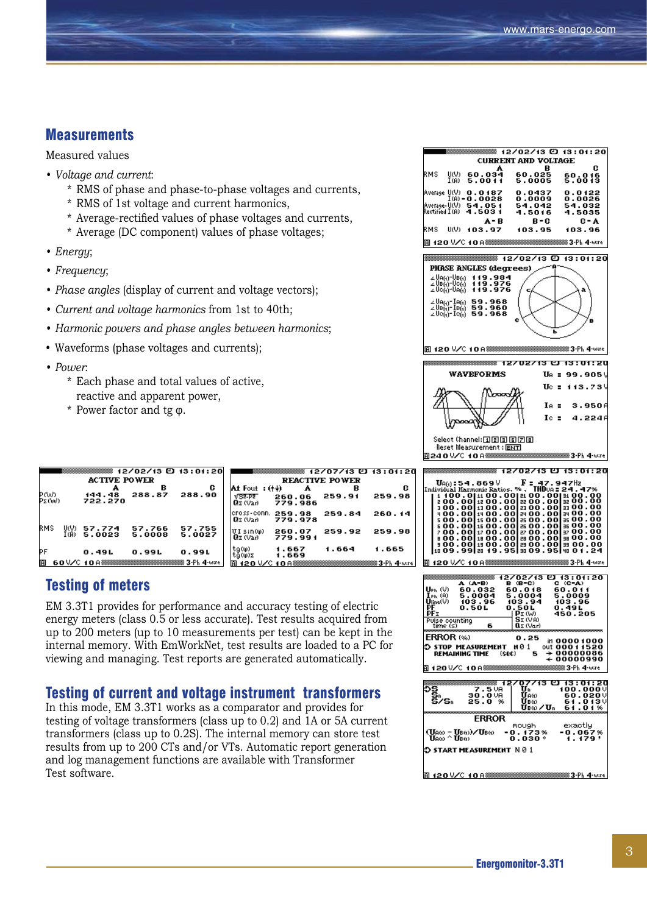## Measurements

Measured values

- *Voltage and current*:
  - \* RMS of phase and phase-to-phase voltages and currents,
  - \* RMS of 1st voltage and current harmonics,
  - \* Average-rectified values of phase voltages and currents,
  - \* Average (DC component) values of phase voltages;
- *Energy*;
- *Frequency*;
- *Phase angles* (display of current and voltage vectors);
- *Current and voltage harmonics* from 1st to 40th;
- *Harmonic powers and phase angles between harmonics*;
- Waveforms (phase voltages and currents);
- *Power*:
  - \* Each phase and total values of active, reactive and apparent power,
  - \* Power factor and tg φ.

## Testing of meters

EM 3.3T1 provides for performance and accuracy testing of electric energy meters (class 0.5 or less accurate). Test results acquired from up to 200 meters (up to 10 measurements per test) can be kept in the internal memory. With EmWorkNet, test results are loaded to a PC for viewing and managing. Test reports are generated automatically.

## Testing of current and voltage instrument transformers

In this mode, EM 3.3T1 works as a comparator and provides for testing of voltage transformers (class up to 0.2) and 1A or 5A current transformers (class up to 0.2S). The internal memory can store test results from up to 200 CTs and/or VTs. Automatic report generation and log management functions are available with Transformer Test software.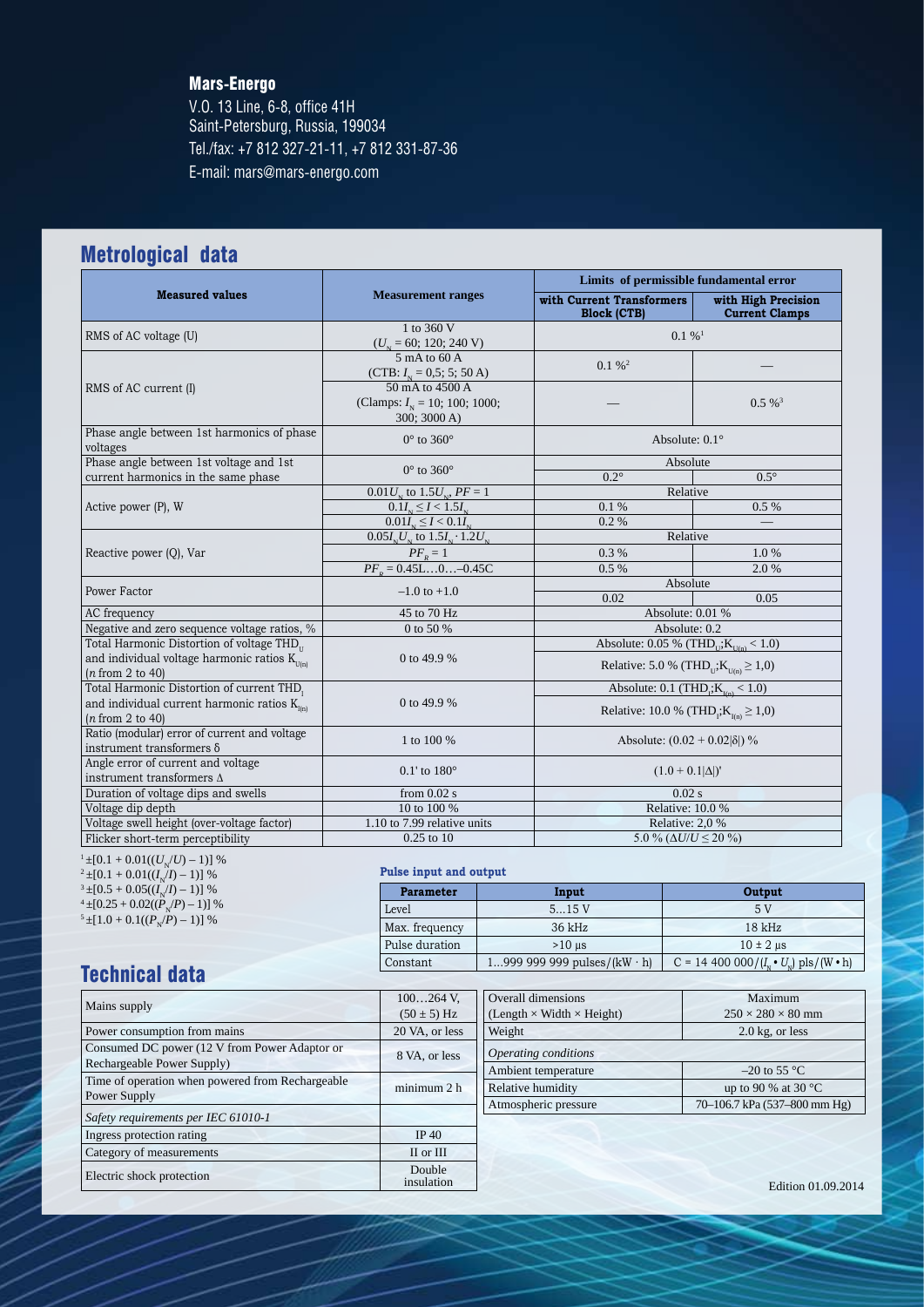**Mars-Energo**

V.O. 13 Line, 6-8, office 41H
Saint-Petersburg, Russia, 199034
Tel./fax: +7 812 327-21-11, +7 812 331-87-36
E-mail: mars@mars-energo.com

## Metrological data

| Measured values | Measurement ranges | Limits of permissible fundamental error | |
|---|---|---|---|
| | | with Current Transformers Block (CTB) | with High Precision Current Clamps |
| RMS of AC voltage (U) | 1 to 360 V ($U_N$ = 60; 120; 240 V) | 0.1 %[1] | |
| RMS of AC current (I) | 5 mA to 60 A (CTB: $I_N$ = 0,5; 5; 50 A) | 0.1 %[2] | — |
| | 50 mA to 4500 A (Clamps: $I_N$ = 10; 100; 1000; 300; 3000 A) | — | 0.5 %[3] |
| Phase angle between 1st harmonics of phase voltages | 0° to 360° | Absolute: 0.1° | |
| Phase angle between 1st voltage and 1st current harmonics in the same phase | 0° to 360° | Absolute | |
| | | 0.2° | 0.5° |
| Active power (P), W | $0.01U_N$ to $1.5U_N$, $PF = 1$ | Relative | |
| | $0.1I_N \le I < 1.5I_N$ | 0.1 % | 0.5 % |
| | $0.01I_N \le I < 0.1I_N$ | 0.2 % | — |
| Reactive power (Q), Var | $0.05I_NU_N$ to $1.5I_N \cdot 1.2U_N$ | Relative | |
| | $PF_R = 1$ | 0.3 % | 1.0 % |
| | $PF_R$ = 0.45L…0…–0.45C | 0.5 % | 2.0 % |
| Power Factor | –1.0 to +1.0 | Absolute | |
| | | 0.02 | 0.05 |
| AC frequency | 45 to 70 Hz | Absolute: 0.01 % | |
| Negative and zero sequence voltage ratios, % | 0 to 50 % | Absolute: 0.2 | |
| Total Harmonic Distortion of voltage $THD_U$ and individual voltage harmonic ratios $K_{U(n)}$ ($n$ from 2 to 40) | 0 to 49.9 % | Absolute: 0.05 % ($THD_U$;$K_{U(n)}$ < 1.0) | |
| | | Relative: 5.0 % ($THD_U$;$K_{U(n)} \ge$ 1,0) | |
| Total Harmonic Distortion of current $THD_I$ and individual current harmonic ratios $K_{I(n)}$ ($n$ from 2 to 40) | 0 to 49.9 % | Absolute: 0.1 ($THD_I$;$K_{I(n)}$ < 1.0) | |
| | | Relative: 10.0 % ($THD_I$;$K_{I(n)} \ge$ 1,0) | |
| Ratio (modular) error of current and voltage instrument transformers δ | 1 to 100 % | Absolute: $(0.02 + 0.02\|\delta\|)$ % | |
| Angle error of current and voltage instrument transformers Δ | 0.1' to 180° | $(1.0 + 0.1\|\Delta\|)'$ | |
| Duration of voltage dips and swells | from 0.02 s | 0.02 s | |
| Voltage dip depth | 10 to 100 % | Relative: 10.0 % | |
| Voltage swell height (over-voltage factor) | 1.10 to 7.99 relative units | Relative: 2,0 % | |
| Flicker short-term perceptibility | 0.25 to 10 | 5.0 % ($\Delta U/U \le 20$ %) | |

[1] $\pm[0.1 + 0.01((U_N/U) - 1)]$ %
[2] $\pm[0.1 + 0.01((I_N/I) - 1)]$ %
[3] $\pm[0.5 + 0.05((I_N/I) - 1)]$ %
[4] $\pm[0.25 + 0.02((P_N/P) - 1)]$ %
[5] $\pm[1.0 + 0.1((P_N/P) - 1)]$ %

**Pulse input and output**

| Parameter | Input | Output |
|---|---|---|
| Level | 5…15 V | 5 V |
| Max. frequency | 36 kHz | 18 kHz |
| Pulse duration | >10 µs | 10 ± 2 µs |
| Constant | 1…999 999 999 pulses/(kW · h) | C = 14 400 000/($I_N \cdot U_N$) pls/(W • h) |

## Technical data

| | |
|---|---|
| Mains supply | 100…264 V, (50 ± 5) Hz |
| Power consumption from mains | 20 VA, or less |
| Consumed DC power (12 V from Power Adaptor or Rechargeable Power Supply) | 8 VA, or less |
| Time of operation when powered from Rechargeable Power Supply | minimum 2 h |
| *Safety requirements per IEC 61010-1* | |
| Ingress protection rating | IP 40 |
| Category of measurements | II or III |
| Electric shock protection | Double insulation |

| | |
|---|---|
| Overall dimensions (Length × Width × Height) | Maximum 250 × 280 × 80 mm |
| Weight | 2.0 kg, or less |
| *Operating conditions* | |
| Ambient temperature | –20 to 55 °C |
| Relative humidity | up to 90 % at 30 °C |
| Atmospheric pressure | 70–106.7 kPa (537–800 mm Hg) |

Edition 01.09.2014